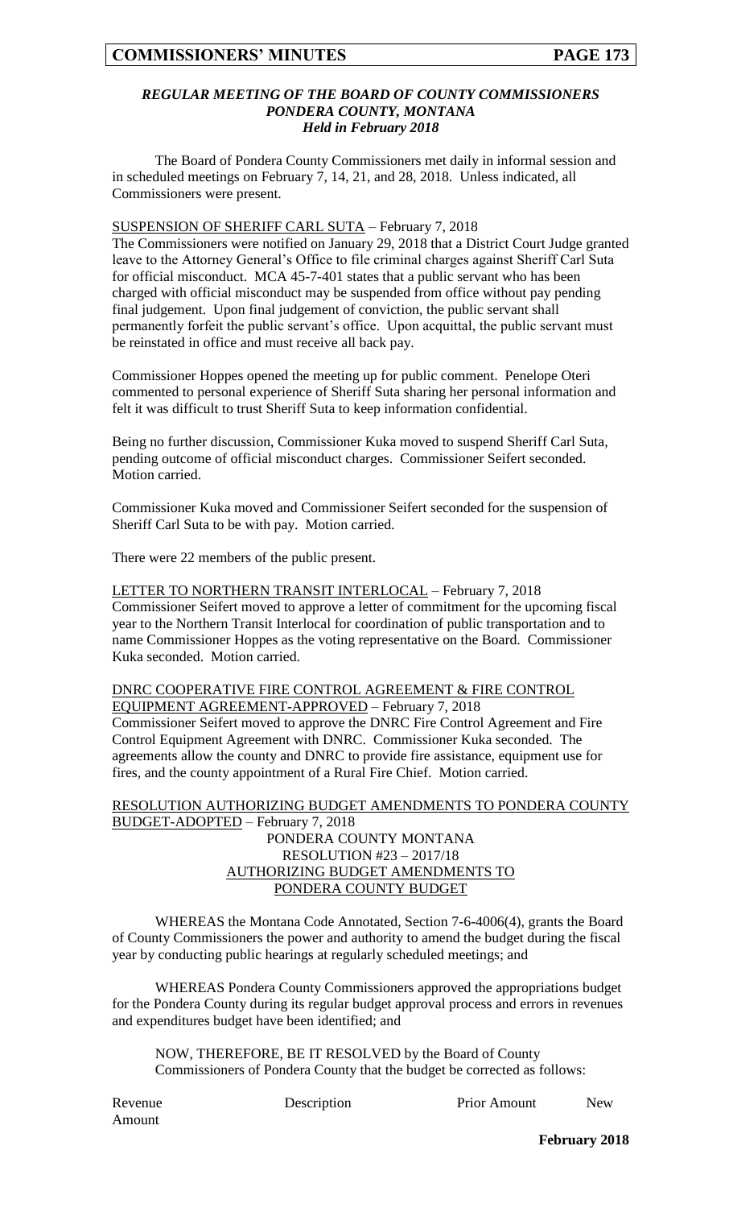### *REGULAR MEETING OF THE BOARD OF COUNTY COMMISSIONERS*
### *PONDERA COUNTY, MONTANA*
### *Held in February 2018*

The Board of Pondera County Commissioners met daily in informal session and in scheduled meetings on February 7, 14, 21, and 28, 2018. Unless indicated, all Commissioners were present.

SUSPENSION OF SHERIFF CARL SUTA – February 7, 2018

The Commissioners were notified on January 29, 2018 that a District Court Judge granted leave to the Attorney General's Office to file criminal charges against Sheriff Carl Suta for official misconduct. MCA 45-7-401 states that a public servant who has been charged with official misconduct may be suspended from office without pay pending final judgement. Upon final judgement of conviction, the public servant shall permanently forfeit the public servant's office. Upon acquittal, the public servant must be reinstated in office and must receive all back pay.

Commissioner Hoppes opened the meeting up for public comment. Penelope Oteri commented to personal experience of Sheriff Suta sharing her personal information and felt it was difficult to trust Sheriff Suta to keep information confidential.

Being no further discussion, Commissioner Kuka moved to suspend Sheriff Carl Suta, pending outcome of official misconduct charges. Commissioner Seifert seconded. Motion carried.

Commissioner Kuka moved and Commissioner Seifert seconded for the suspension of Sheriff Carl Suta to be with pay. Motion carried.

There were 22 members of the public present.

LETTER TO NORTHERN TRANSIT INTERLOCAL – February 7, 2018

Commissioner Seifert moved to approve a letter of commitment for the upcoming fiscal year to the Northern Transit Interlocal for coordination of public transportation and to name Commissioner Hoppes as the voting representative on the Board. Commissioner Kuka seconded. Motion carried.

DNRC COOPERATIVE FIRE CONTROL AGREEMENT & FIRE CONTROL EQUIPMENT AGREEMENT-APPROVED – February 7, 2018

Commissioner Seifert moved to approve the DNRC Fire Control Agreement and Fire Control Equipment Agreement with DNRC. Commissioner Kuka seconded. The agreements allow the county and DNRC to provide fire assistance, equipment use for fires, and the county appointment of a Rural Fire Chief. Motion carried.

RESOLUTION AUTHORIZING BUDGET AMENDMENTS TO PONDERA COUNTY BUDGET-ADOPTED – February 7, 2018

PONDERA COUNTY MONTANA
RESOLUTION #23 – 2017/18
AUTHORIZING BUDGET AMENDMENTS TO
PONDERA COUNTY BUDGET

WHEREAS the Montana Code Annotated, Section 7-6-4006(4), grants the Board of County Commissioners the power and authority to amend the budget during the fiscal year by conducting public hearings at regularly scheduled meetings; and

WHEREAS Pondera County Commissioners approved the appropriations budget for the Pondera County during its regular budget approval process and errors in revenues and expenditures budget have been identified; and

NOW, THEREFORE, BE IT RESOLVED by the Board of County Commissioners of Pondera County that the budget be corrected as follows:

| Revenue | Description | Prior Amount | New Amount |
|---|---|---|---|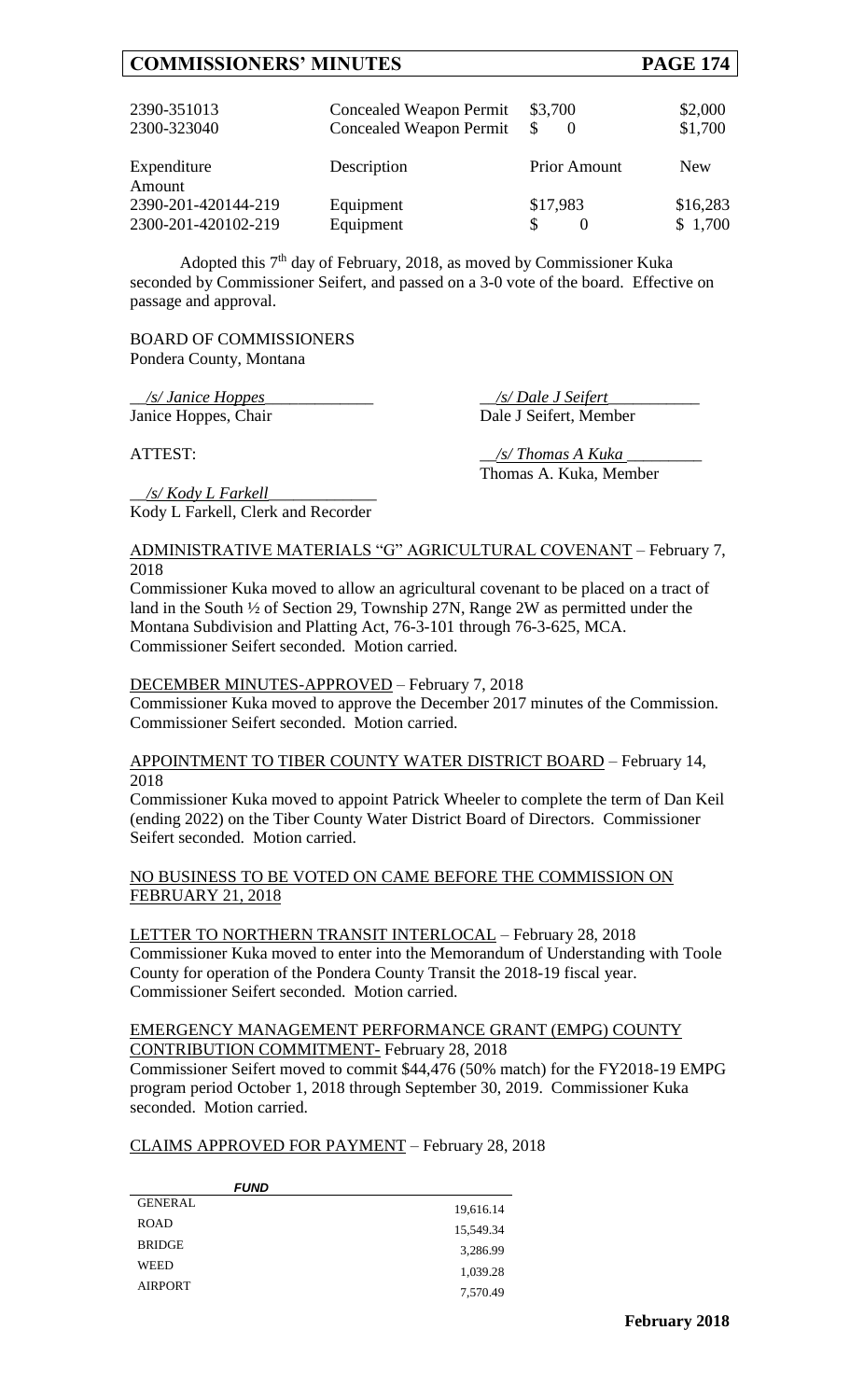| 2390-351013 | Concealed Weapon Permit | \$3,700 | \$2,000 |
|---|---|---|---|
| 2300-323040 | Concealed Weapon Permit | \$ 0 | \$1,700 |

| Expenditure Amount | Description | Prior Amount | New |
|---|---|---|---|
| 2390-201-420144-219 | Equipment | \$17,983 | \$16,283 |
| 2300-201-420102-219 | Equipment | \$ 0 | \$ 1,700 |

Adopted this 7th day of February, 2018, as moved by Commissioner Kuka seconded by Commissioner Seifert, and passed on a 3-0 vote of the board. Effective on passage and approval.

BOARD OF COMMISSIONERS
Pondera County, Montana

*/s/ Janice Hoppes*
Janice Hoppes, Chair

*/s/ Dale J Seifert*
Dale J Seifert, Member

ATTEST:

*/s/ Thomas A Kuka*
Thomas A. Kuka, Member

*/s/ Kody L Farkell*
Kody L Farkell, Clerk and Recorder

ADMINISTRATIVE MATERIALS "G" AGRICULTURAL COVENANT – February 7, 2018

Commissioner Kuka moved to allow an agricultural covenant to be placed on a tract of land in the South ½ of Section 29, Township 27N, Range 2W as permitted under the Montana Subdivision and Platting Act, 76-3-101 through 76-3-625, MCA. Commissioner Seifert seconded. Motion carried.

DECEMBER MINUTES-APPROVED – February 7, 2018

Commissioner Kuka moved to approve the December 2017 minutes of the Commission. Commissioner Seifert seconded. Motion carried.

APPOINTMENT TO TIBER COUNTY WATER DISTRICT BOARD – February 14, 2018

Commissioner Kuka moved to appoint Patrick Wheeler to complete the term of Dan Keil (ending 2022) on the Tiber County Water District Board of Directors. Commissioner Seifert seconded. Motion carried.

NO BUSINESS TO BE VOTED ON CAME BEFORE THE COMMISSION ON FEBRUARY 21, 2018

LETTER TO NORTHERN TRANSIT INTERLOCAL – February 28, 2018

Commissioner Kuka moved to enter into the Memorandum of Understanding with Toole County for operation of the Pondera County Transit the 2018-19 fiscal year. Commissioner Seifert seconded. Motion carried.

EMERGENCY MANAGEMENT PERFORMANCE GRANT (EMPG) COUNTY CONTRIBUTION COMMITMENT- February 28, 2018

Commissioner Seifert moved to commit \$44,476 (50% match) for the FY2018-19 EMPG program period October 1, 2018 through September 30, 2019. Commissioner Kuka seconded. Motion carried.

CLAIMS APPROVED FOR PAYMENT – February 28, 2018

| *FUND* | |
|---|---|
| GENERAL | 19,616.14 |
| ROAD | 15,549.34 |
| BRIDGE | 3,286.99 |
| WEED | 1,039.28 |
| AIRPORT | 7,570.49 |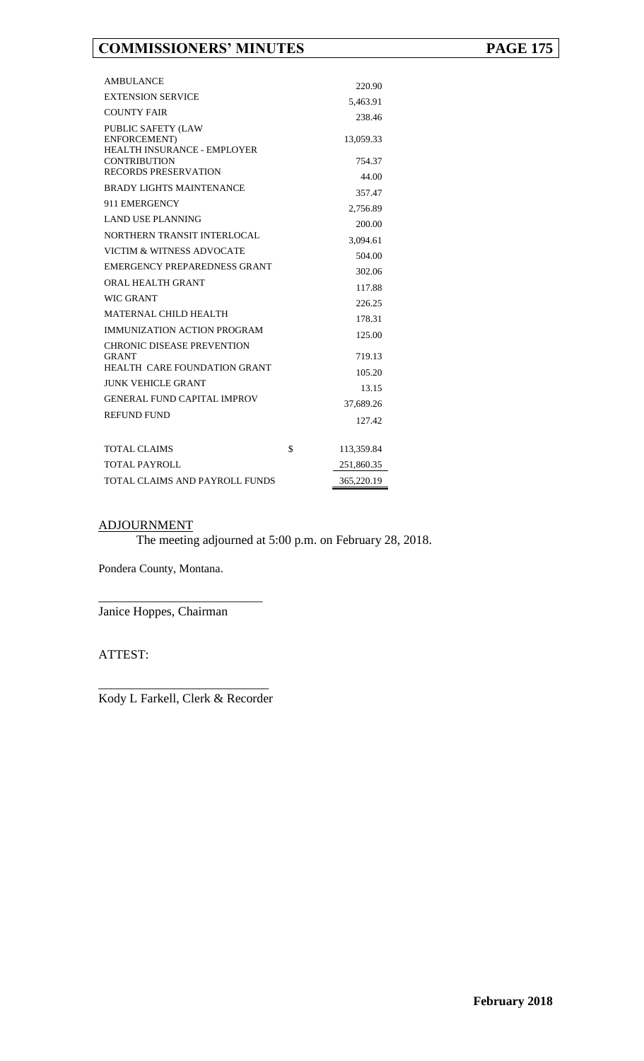| | | |
|---|---|---|
| AMBULANCE | | 220.90 |
| EXTENSION SERVICE | | 5,463.91 |
| COUNTY FAIR | | 238.46 |
| PUBLIC SAFETY (LAW ENFORCEMENT) | | 13,059.33 |
| HEALTH INSURANCE - EMPLOYER CONTRIBUTION | | 754.37 |
| RECORDS PRESERVATION | | 44.00 |
| BRADY LIGHTS MAINTENANCE | | 357.47 |
| 911 EMERGENCY | | 2,756.89 |
| LAND USE PLANNING | | 200.00 |
| NORTHERN TRANSIT INTERLOCAL | | 3,094.61 |
| VICTIM & WITNESS ADVOCATE | | 504.00 |
| EMERGENCY PREPAREDNESS GRANT | | 302.06 |
| ORAL HEALTH GRANT | | 117.88 |
| WIC GRANT | | 226.25 |
| MATERNAL CHILD HEALTH | | 178.31 |
| IMMUNIZATION ACTION PROGRAM | | 125.00 |
| CHRONIC DISEASE PREVENTION GRANT | | 719.13 |
| HEALTH CARE FOUNDATION GRANT | | 105.20 |
| JUNK VEHICLE GRANT | | 13.15 |
| GENERAL FUND CAPITAL IMPROV | | 37,689.26 |
| REFUND FUND | | 127.42 |
| | | |
| TOTAL CLAIMS | $ | 113,359.84 |
| TOTAL PAYROLL | | 251,860.35 |
| TOTAL CLAIMS AND PAYROLL FUNDS | | 365,220.19 |

ADJOURNMENT

The meeting adjourned at 5:00 p.m. on February 28, 2018.

Pondera County, Montana.

\_\_\_\_\_\_\_\_\_\_\_\_\_\_\_\_\_\_\_\_\_\_\_\_\_\_\_

Janice Hoppes, Chairman

ATTEST:

\_\_\_\_\_\_\_\_\_\_\_\_\_\_\_\_\_\_\_\_\_\_\_\_\_\_\_

Kody L Farkell, Clerk & Recorder